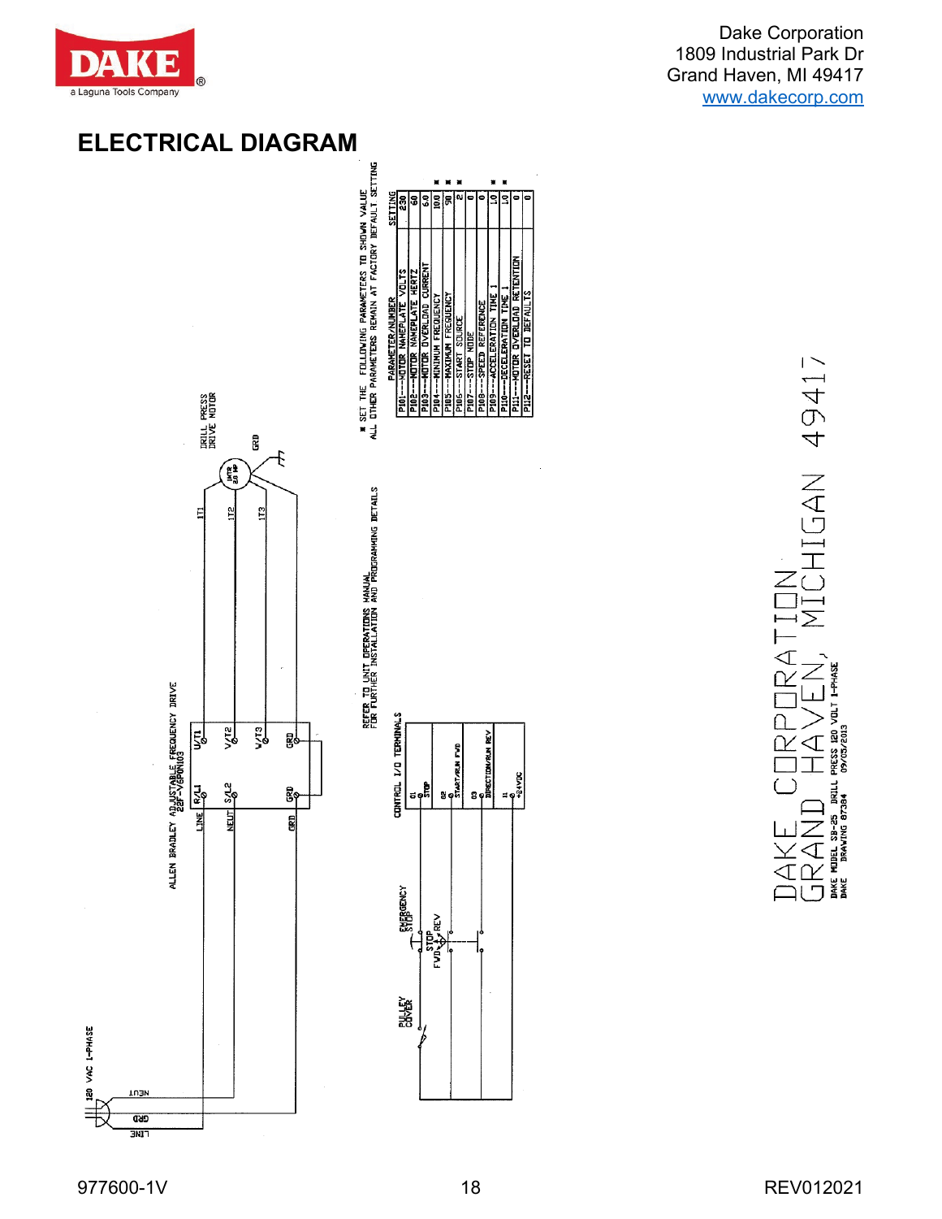Dake Corporation
1809 Industrial Park Dr
Grand Haven, MI 49417
www.dakecorp.com

# ELECTRICAL DIAGRAM

120 VAC 1-PHASE

LINE GRD NEUT

ALLEN BRADLEY ADJUSTABLE FREQUENCY DRIVE 22F-V6P0N103

LINE R/L1 | U/T1
NEUT S/L2 | V/T2
GRD GRD | W/T3
GRD | GRD

1T1 1T2 1T3

DRILL PRESS DRIVE MOTOR

GRD

PULLEY COVER

EMERGENCY STOP

STOP FWD REV

CONTROL I/O TERMINALS

01 STOP
02 START/RUN FWD
03 DIRECTION/RUN REV
11 +24VDC

REFER TO UNIT OPERATIONS MANUAL FOR FURTHER INSTALLATION AND PROGRAMMING DETAILS

* SET THE FOLLOWING PARAMETERS TO SHOWN VALUE
ALL OTHER PARAMETERS REMAIN AT FACTORY DEFAULT SETTING

| PARAMETER/NUMBER | SETTING | |
|---|---|---|
| P101---MOTOR NAMEPLATE VOLTS | 230 | |
| P102---MOTOR NAMEPLATE HERTZ | 60 | |
| P103---MOTOR OVERLOAD CURRENT | 6.0 | |
| P104---MINIMUM FREQUENCY | 10.0 | * |
| P105---MAXIMUM FREQUENCY | 90 | * |
| P106---START SOURCE | 2 | * |
| P107---STOP MODE | 0 | |
| P108---SPEED REFERENCE | 0 | |
| P109---ACCELERATION TIME 1 | 1.0 | * |
| P110---DECELERATION TIME 1 | 1.0 | * |
| P111---MOTOR OVERLOAD RETENTION | 0 | |
| P112---RESET TO DEFAULTS | 0 | |

DAKE CORPORATION
GRAND HAVEN, MICHIGAN 49417

DAKE MODEL SB-25 DRILL PRESS 120 VOLT 1-PHASE
DAKE DRAWING 87384 09/05/2013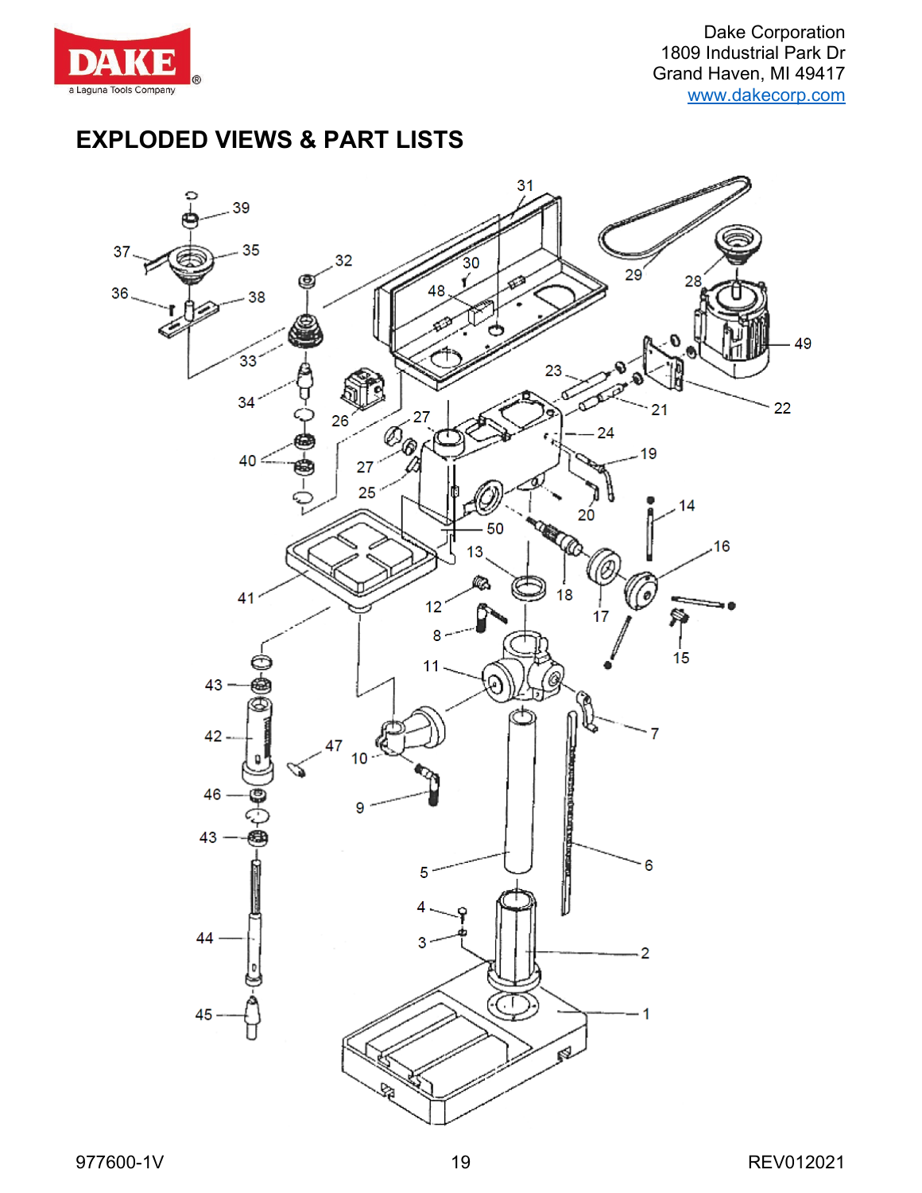Dake Corporation
1809 Industrial Park Dr
Grand Haven, MI 49417
www.dakecorp.com

# EXPLODED VIEWS & PART LISTS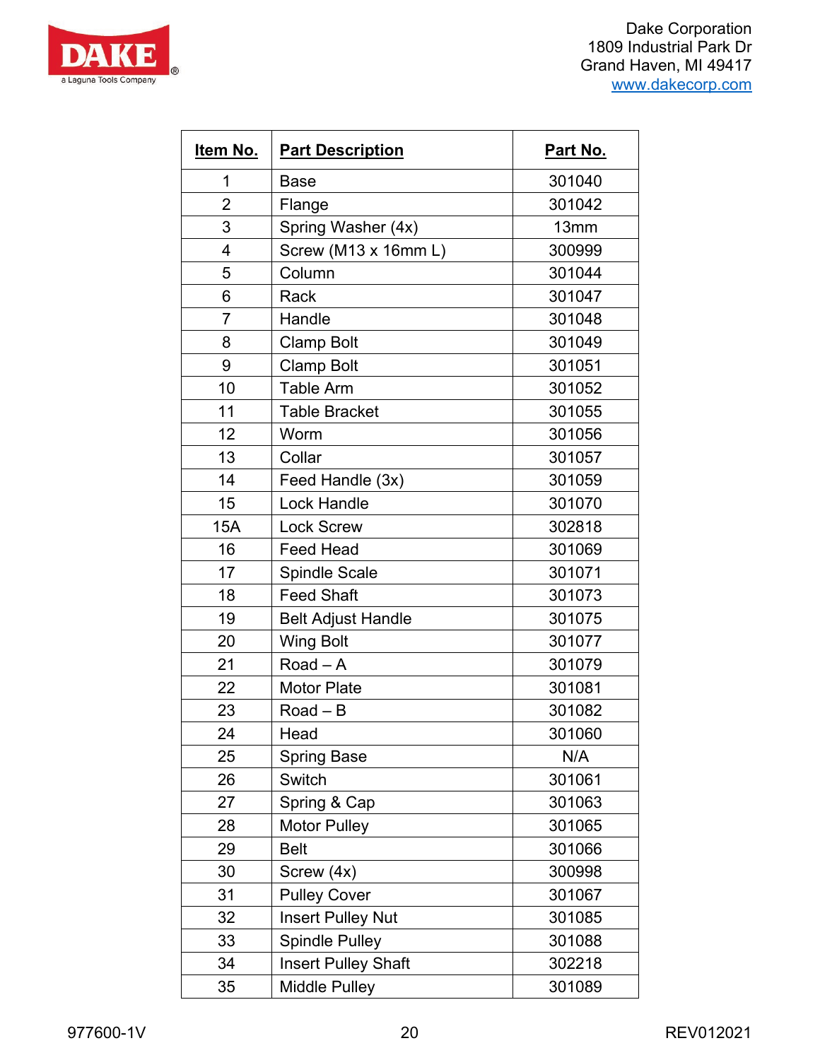| Item No. | Part Description | Part No. |
|---|---|---|
| 1 | Base | 301040 |
| 2 | Flange | 301042 |
| 3 | Spring Washer (4x) | 13mm |
| 4 | Screw (M13 x 16mm L) | 300999 |
| 5 | Column | 301044 |
| 6 | Rack | 301047 |
| 7 | Handle | 301048 |
| 8 | Clamp Bolt | 301049 |
| 9 | Clamp Bolt | 301051 |
| 10 | Table Arm | 301052 |
| 11 | Table Bracket | 301055 |
| 12 | Worm | 301056 |
| 13 | Collar | 301057 |
| 14 | Feed Handle (3x) | 301059 |
| 15 | Lock Handle | 301070 |
| 15A | Lock Screw | 302818 |
| 16 | Feed Head | 301069 |
| 17 | Spindle Scale | 301071 |
| 18 | Feed Shaft | 301073 |
| 19 | Belt Adjust Handle | 301075 |
| 20 | Wing Bolt | 301077 |
| 21 | Road – A | 301079 |
| 22 | Motor Plate | 301081 |
| 23 | Road – B | 301082 |
| 24 | Head | 301060 |
| 25 | Spring Base | N/A |
| 26 | Switch | 301061 |
| 27 | Spring & Cap | 301063 |
| 28 | Motor Pulley | 301065 |
| 29 | Belt | 301066 |
| 30 | Screw (4x) | 300998 |
| 31 | Pulley Cover | 301067 |
| 32 | Insert Pulley Nut | 301085 |
| 33 | Spindle Pulley | 301088 |
| 34 | Insert Pulley Shaft | 302218 |
| 35 | Middle Pulley | 301089 |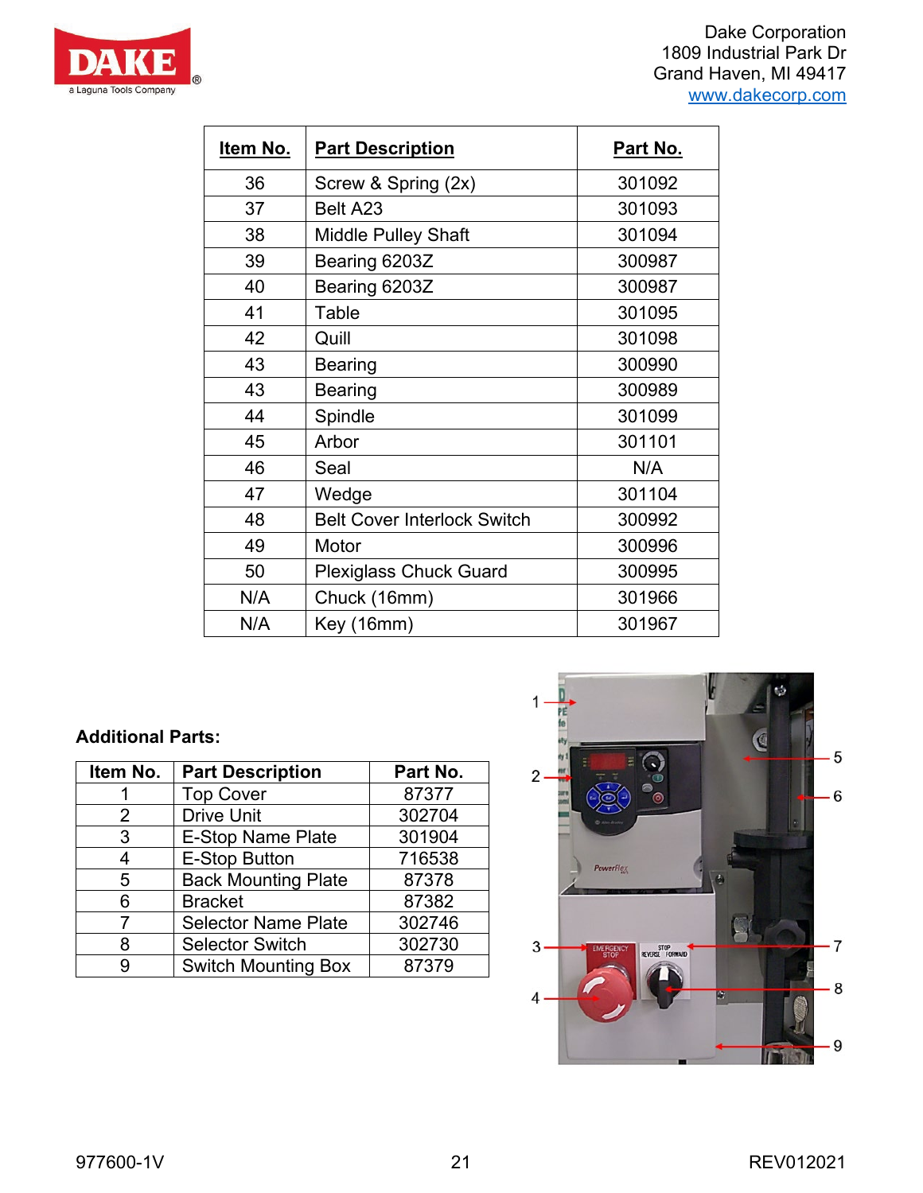| Item No. | Part Description | Part No. |
|---|---|---|
| 36 | Screw & Spring (2x) | 301092 |
| 37 | Belt A23 | 301093 |
| 38 | Middle Pulley Shaft | 301094 |
| 39 | Bearing 6203Z | 300987 |
| 40 | Bearing 6203Z | 300987 |
| 41 | Table | 301095 |
| 42 | Quill | 301098 |
| 43 | Bearing | 300990 |
| 43 | Bearing | 300989 |
| 44 | Spindle | 301099 |
| 45 | Arbor | 301101 |
| 46 | Seal | N/A |
| 47 | Wedge | 301104 |
| 48 | Belt Cover Interlock Switch | 300992 |
| 49 | Motor | 300996 |
| 50 | Plexiglass Chuck Guard | 300995 |
| N/A | Chuck (16mm) | 301966 |
| N/A | Key (16mm) | 301967 |

**Additional Parts:**

| Item No. | Part Description | Part No. |
|---|---|---|
| 1 | Top Cover | 87377 |
| 2 | Drive Unit | 302704 |
| 3 | E-Stop Name Plate | 301904 |
| 4 | E-Stop Button | 716538 |
| 5 | Back Mounting Plate | 87378 |
| 6 | Bracket | 87382 |
| 7 | Selector Name Plate | 302746 |
| 8 | Selector Switch | 302730 |
| 9 | Switch Mounting Box | 87379 |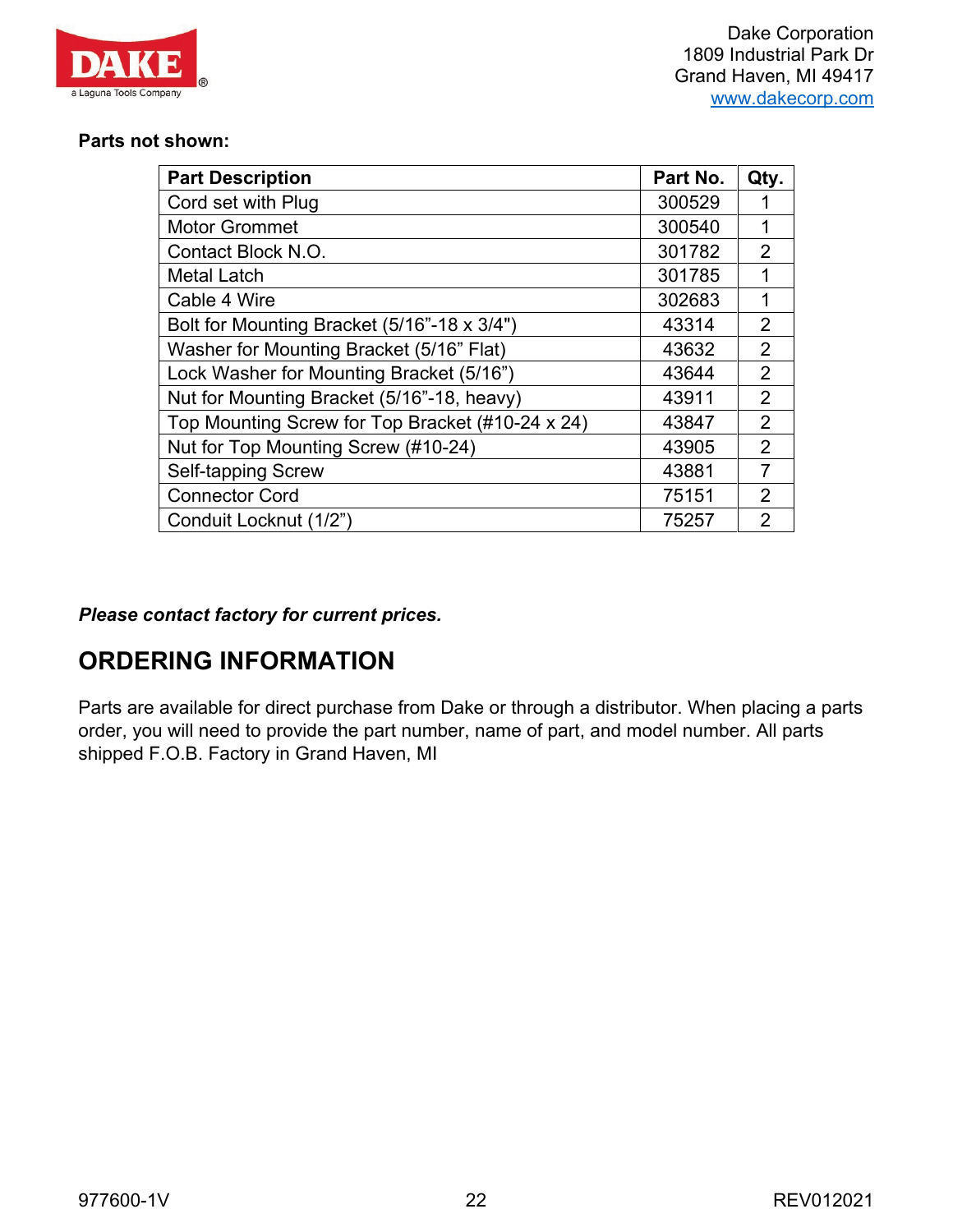**Parts not shown:**

| Part Description | Part No. | Qty. |
|---|---|---|
| Cord set with Plug | 300529 | 1 |
| Motor Grommet | 300540 | 1 |
| Contact Block N.O. | 301782 | 2 |
| Metal Latch | 301785 | 1 |
| Cable 4 Wire | 302683 | 1 |
| Bolt for Mounting Bracket (5/16"-18 x 3/4") | 43314 | 2 |
| Washer for Mounting Bracket (5/16" Flat) | 43632 | 2 |
| Lock Washer for Mounting Bracket (5/16") | 43644 | 2 |
| Nut for Mounting Bracket (5/16"-18, heavy) | 43911 | 2 |
| Top Mounting Screw for Top Bracket (#10-24 x 24) | 43847 | 2 |
| Nut for Top Mounting Screw (#10-24) | 43905 | 2 |
| Self-tapping Screw | 43881 | 7 |
| Connector Cord | 75151 | 2 |
| Conduit Locknut (1/2") | 75257 | 2 |

***Please contact factory for current prices.***

## ORDERING INFORMATION

Parts are available for direct purchase from Dake or through a distributor. When placing a parts order, you will need to provide the part number, name of part, and model number. All parts shipped F.O.B. Factory in Grand Haven, MI